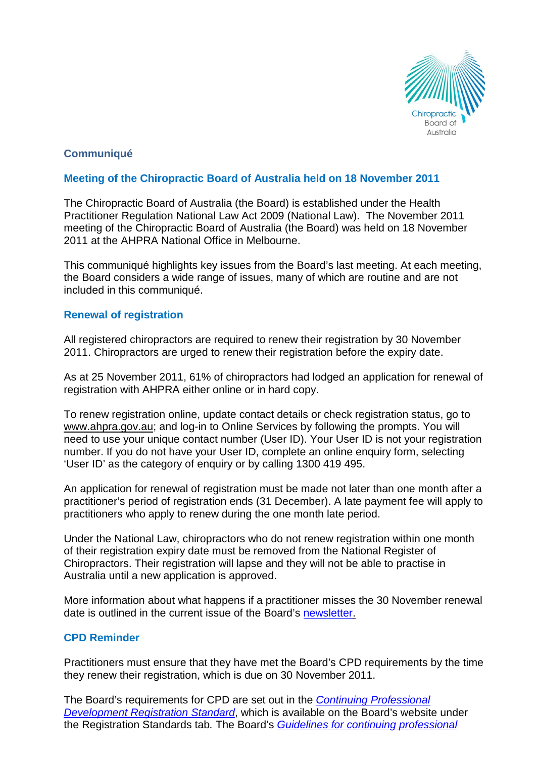## Communiqué

## Meeting of the Chiropractic Board of Australia held on 18 November 2011

The Chiropractic Board of Australia (the Board) is established under the Health Practitioner Regulation National Law Act 2009 (National Law). The November 2011 meeting of the Chiropractic Board of Australia (the Board) was held on 18 November 2011 at the AHPRA National Office in Melbourne.

This communiqué highlights key issues from the Board's last meeting. At each meeting, the Board considers a wide range of issues, many of which are routine and are not included in this communiqué.

### Renewal of registration

All registered chiropractors are required to renew their registration by 30 November 2011. Chiropractors are urged to renew their registration before the expiry date.

As at 25 November 2011, 61% of chiropractors had lodged an application for renewal of registration with AHPRA either online or in hard copy.

To renew registration online, update contact details or check registration status, go to www.ahpra.gov.au; and log-in to Online Services by following the prompts. You will need to use your unique contact number (User ID). Your User ID is not your registration number. If you do not have your User ID, complete an online enquiry form, selecting 'User ID' as the category of enquiry or by calling 1300 419 495.

An application for renewal of registration must be made not later than one month after a practitioner's period of registration ends (31 December). A late payment fee will apply to practitioners who apply to renew during the one month late period.

Under the National Law, chiropractors who do not renew registration within one month of their registration expiry date must be removed from the National Register of Chiropractors. Their registration will lapse and they will not be able to practise in Australia until a new application is approved.

More information about what happens if a practitioner misses the 30 November renewal date is outlined in the current issue of the Board's newsletter.

### CPD Reminder

Practitioners must ensure that they have met the Board's CPD requirements by the time they renew their registration, which is due on 30 November 2011.

The Board's requirements for CPD are set out in the *Continuing Professional Development Registration Standard*, which is available on the Board's website under the Registration Standards tab. The Board's *Guidelines for continuing professional*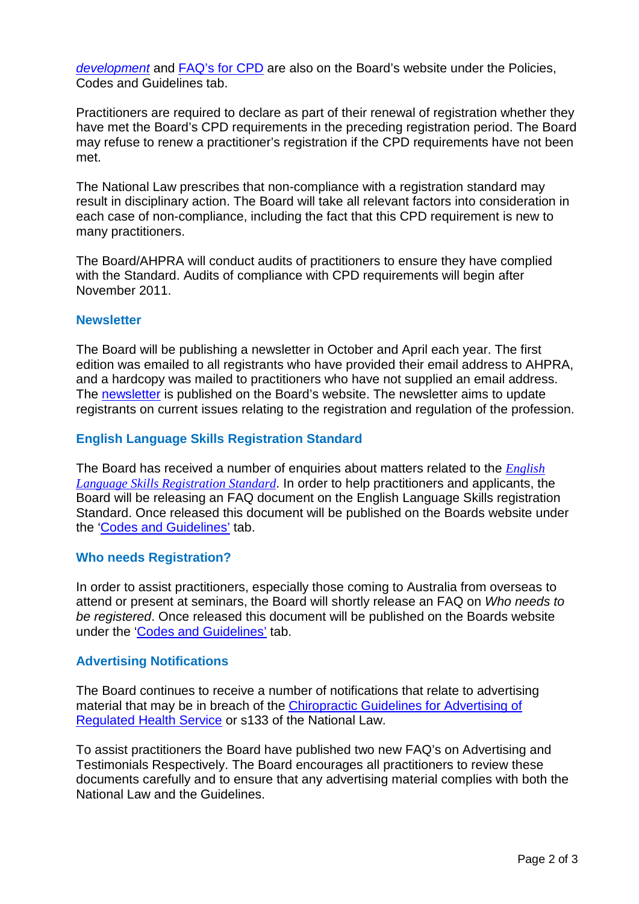*development* and FAQ's for CPD are also on the Board's website under the Policies, Codes and Guidelines tab.

Practitioners are required to declare as part of their renewal of registration whether they have met the Board's CPD requirements in the preceding registration period. The Board may refuse to renew a practitioner's registration if the CPD requirements have not been met.

The National Law prescribes that non-compliance with a registration standard may result in disciplinary action. The Board will take all relevant factors into consideration in each case of non-compliance, including the fact that this CPD requirement is new to many practitioners.

The Board/AHPRA will conduct audits of practitioners to ensure they have complied with the Standard. Audits of compliance with CPD requirements will begin after November 2011.

### Newsletter

The Board will be publishing a newsletter in October and April each year. The first edition was emailed to all registrants who have provided their email address to AHPRA, and a hardcopy was mailed to practitioners who have not supplied an email address. The newsletter is published on the Board's website. The newsletter aims to update registrants on current issues relating to the registration and regulation of the profession.

### English Language Skills Registration Standard

The Board has received a number of enquiries about matters related to the *English Language Skills Registration Standard*. In order to help practitioners and applicants, the Board will be releasing an FAQ document on the English Language Skills registration Standard. Once released this document will be published on the Boards website under the 'Codes and Guidelines' tab.

### Who needs Registration?

In order to assist practitioners, especially those coming to Australia from overseas to attend or present at seminars, the Board will shortly release an FAQ on *Who needs to be registered*. Once released this document will be published on the Boards website under the 'Codes and Guidelines' tab.

### Advertising Notifications

The Board continues to receive a number of notifications that relate to advertising material that may be in breach of the Chiropractic Guidelines for Advertising of Regulated Health Service or s133 of the National Law.

To assist practitioners the Board have published two new FAQ's on Advertising and Testimonials Respectively. The Board encourages all practitioners to review these documents carefully and to ensure that any advertising material complies with both the National Law and the Guidelines.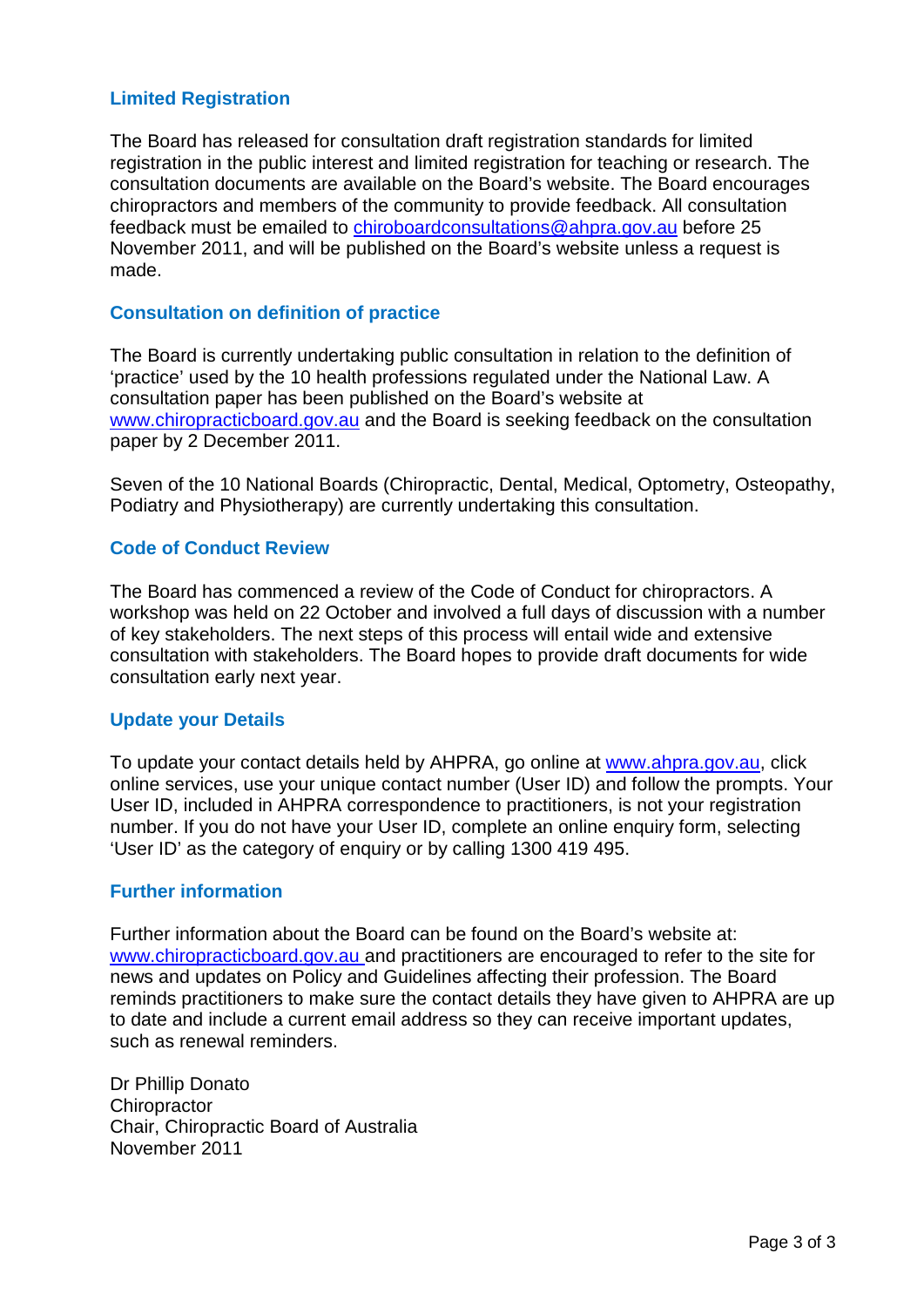## Limited Registration

The Board has released for consultation draft registration standards for limited registration in the public interest and limited registration for teaching or research. The consultation documents are available on the Board's website. The Board encourages chiropractors and members of the community to provide feedback. All consultation feedback must be emailed to chiroboardconsultations@ahpra.gov.au before 25 November 2011, and will be published on the Board's website unless a request is made.

## Consultation on definition of practice

The Board is currently undertaking public consultation in relation to the definition of 'practice' used by the 10 health professions regulated under the National Law. A consultation paper has been published on the Board's website at www.chiropracticboard.gov.au and the Board is seeking feedback on the consultation paper by 2 December 2011.

Seven of the 10 National Boards (Chiropractic, Dental, Medical, Optometry, Osteopathy, Podiatry and Physiotherapy) are currently undertaking this consultation.

## Code of Conduct Review

The Board has commenced a review of the Code of Conduct for chiropractors. A workshop was held on 22 October and involved a full days of discussion with a number of key stakeholders. The next steps of this process will entail wide and extensive consultation with stakeholders. The Board hopes to provide draft documents for wide consultation early next year.

## Update your Details

To update your contact details held by AHPRA, go online at www.ahpra.gov.au, click online services, use your unique contact number (User ID) and follow the prompts. Your User ID, included in AHPRA correspondence to practitioners, is not your registration number. If you do not have your User ID, complete an online enquiry form, selecting 'User ID' as the category of enquiry or by calling 1300 419 495.

## Further information

Further information about the Board can be found on the Board's website at: www.chiropracticboard.gov.au and practitioners are encouraged to refer to the site for news and updates on Policy and Guidelines affecting their profession. The Board reminds practitioners to make sure the contact details they have given to AHPRA are up to date and include a current email address so they can receive important updates, such as renewal reminders.

Dr Phillip Donato
Chiropractor
Chair, Chiropractic Board of Australia
November 2011